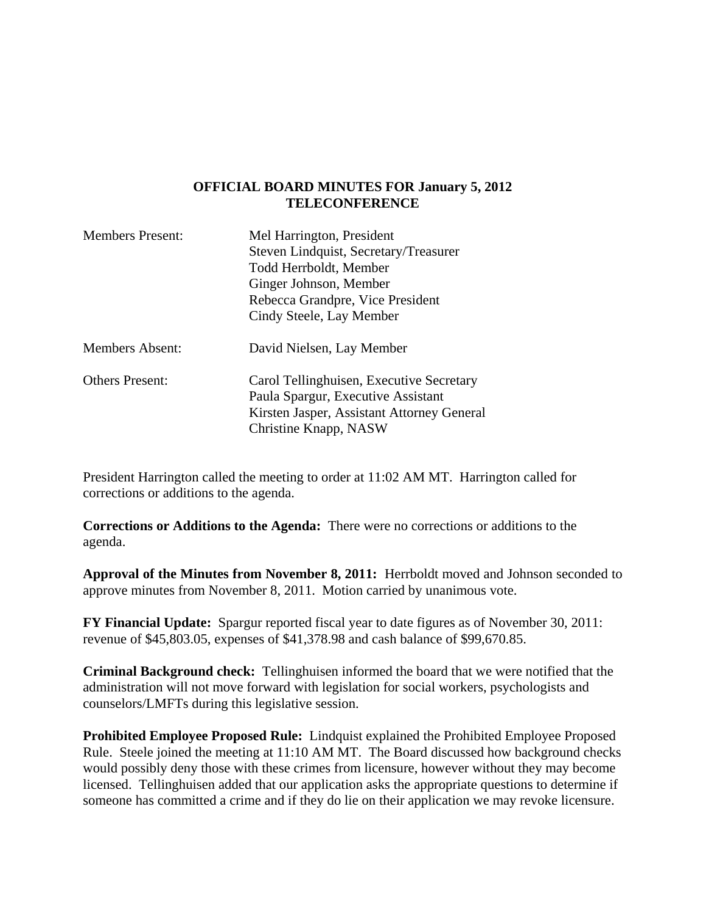# OFFICIAL BOARD MINUTES FOR January 5, 2012
## TELECONFERENCE

| | |
|---|---|
| Members Present: | Mel Harrington, President<br>Steven Lindquist, Secretary/Treasurer<br>Todd Herrboldt, Member<br>Ginger Johnson, Member<br>Rebecca Grandpre, Vice President<br>Cindy Steele, Lay Member |
| Members Absent: | David Nielsen, Lay Member |
| Others Present: | Carol Tellinghuisen, Executive Secretary<br>Paula Spargur, Executive Assistant<br>Kirsten Jasper, Assistant Attorney General<br>Christine Knapp, NASW |

President Harrington called the meeting to order at 11:02 AM MT. Harrington called for corrections or additions to the agenda.

**Corrections or Additions to the Agenda:** There were no corrections or additions to the agenda.

**Approval of the Minutes from November 8, 2011:** Herrboldt moved and Johnson seconded to approve minutes from November 8, 2011. Motion carried by unanimous vote.

**FY Financial Update:** Spargur reported fiscal year to date figures as of November 30, 2011: revenue of $45,803.05, expenses of $41,378.98 and cash balance of $99,670.85.

**Criminal Background check:** Tellinghuisen informed the board that we were notified that the administration will not move forward with legislation for social workers, psychologists and counselors/LMFTs during this legislative session.

**Prohibited Employee Proposed Rule:** Lindquist explained the Prohibited Employee Proposed Rule. Steele joined the meeting at 11:10 AM MT. The Board discussed how background checks would possibly deny those with these crimes from licensure, however without they may become licensed. Tellinghuisen added that our application asks the appropriate questions to determine if someone has committed a crime and if they do lie on their application we may revoke licensure.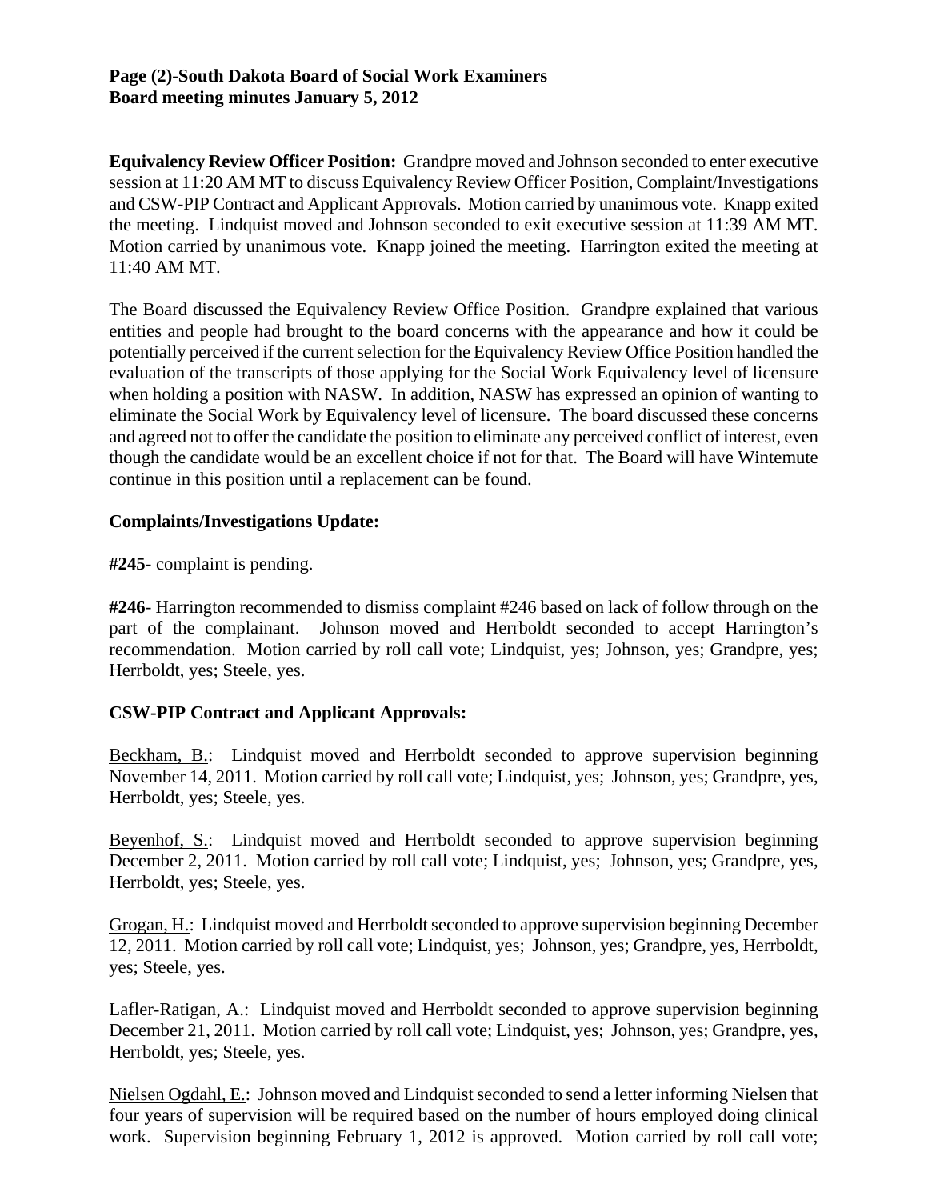**Equivalency Review Officer Position:** Grandpre moved and Johnson seconded to enter executive session at 11:20 AM MT to discuss Equivalency Review Officer Position, Complaint/Investigations and CSW-PIP Contract and Applicant Approvals. Motion carried by unanimous vote. Knapp exited the meeting. Lindquist moved and Johnson seconded to exit executive session at 11:39 AM MT. Motion carried by unanimous vote. Knapp joined the meeting. Harrington exited the meeting at 11:40 AM MT.

The Board discussed the Equivalency Review Office Position. Grandpre explained that various entities and people had brought to the board concerns with the appearance and how it could be potentially perceived if the current selection for the Equivalency Review Office Position handled the evaluation of the transcripts of those applying for the Social Work Equivalency level of licensure when holding a position with NASW. In addition, NASW has expressed an opinion of wanting to eliminate the Social Work by Equivalency level of licensure. The board discussed these concerns and agreed not to offer the candidate the position to eliminate any perceived conflict of interest, even though the candidate would be an excellent choice if not for that. The Board will have Wintemute continue in this position until a replacement can be found.

**Complaints/Investigations Update:**

**#245**- complaint is pending.

**#246**- Harrington recommended to dismiss complaint #246 based on lack of follow through on the part of the complainant. Johnson moved and Herrboldt seconded to accept Harrington's recommendation. Motion carried by roll call vote; Lindquist, yes; Johnson, yes; Grandpre, yes; Herrboldt, yes; Steele, yes.

**CSW-PIP Contract and Applicant Approvals:**

Beckham, B.: Lindquist moved and Herrboldt seconded to approve supervision beginning November 14, 2011. Motion carried by roll call vote; Lindquist, yes; Johnson, yes; Grandpre, yes, Herrboldt, yes; Steele, yes.

Beyenhof, S.: Lindquist moved and Herrboldt seconded to approve supervision beginning December 2, 2011. Motion carried by roll call vote; Lindquist, yes; Johnson, yes; Grandpre, yes, Herrboldt, yes; Steele, yes.

Grogan, H.: Lindquist moved and Herrboldt seconded to approve supervision beginning December 12, 2011. Motion carried by roll call vote; Lindquist, yes; Johnson, yes; Grandpre, yes, Herrboldt, yes; Steele, yes.

Lafler-Ratigan, A.: Lindquist moved and Herrboldt seconded to approve supervision beginning December 21, 2011. Motion carried by roll call vote; Lindquist, yes; Johnson, yes; Grandpre, yes, Herrboldt, yes; Steele, yes.

Nielsen Ogdahl, E.: Johnson moved and Lindquist seconded to send a letter informing Nielsen that four years of supervision will be required based on the number of hours employed doing clinical work. Supervision beginning February 1, 2012 is approved. Motion carried by roll call vote;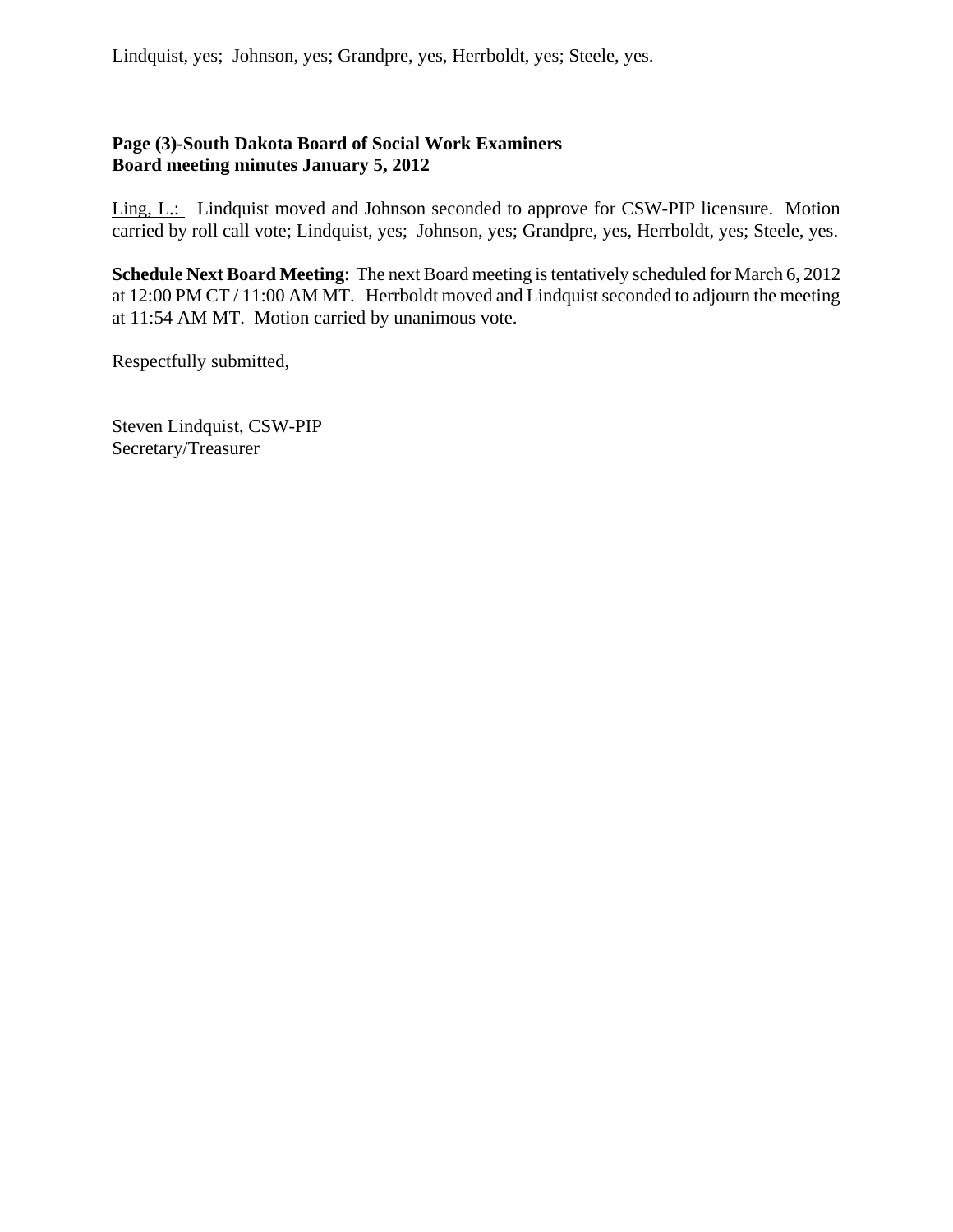Lindquist, yes; Johnson, yes; Grandpre, yes, Herrboldt, yes; Steele, yes.

**Page (3)-South Dakota Board of Social Work Examiners**
**Board meeting minutes January 5, 2012**

Ling, L.: Lindquist moved and Johnson seconded to approve for CSW-PIP licensure. Motion carried by roll call vote; Lindquist, yes; Johnson, yes; Grandpre, yes, Herrboldt, yes; Steele, yes.

**Schedule Next Board Meeting**: The next Board meeting is tentatively scheduled for March 6, 2012 at 12:00 PM CT / 11:00 AM MT. Herrboldt moved and Lindquist seconded to adjourn the meeting at 11:54 AM MT. Motion carried by unanimous vote.

Respectfully submitted,

Steven Lindquist, CSW-PIP
Secretary/Treasurer